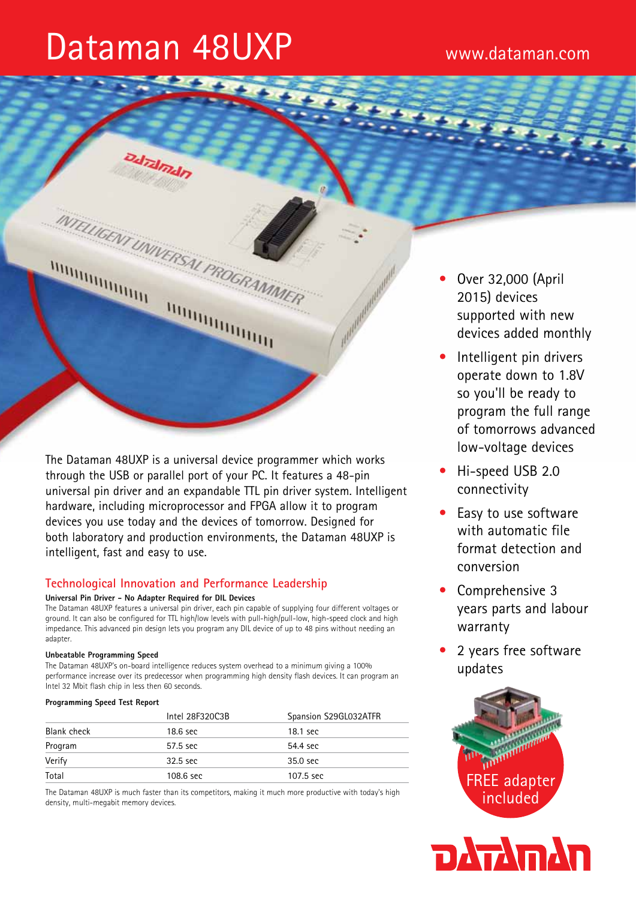# Dataman 48UXP

www.dataman.com

- Over 32,000 (April 2015) devices supported with new devices added monthly
- Intelligent pin drivers operate down to 1.8V so you'll be ready to program the full range of tomorrows advanced low-voltage devices
- Hi-speed USB 2.0 connectivity
- Easy to use software with automatic file format detection and conversion
- Comprehensive 3 years parts and labour warranty
- 2 years free software updates

FREE adapter included

The Dataman 48UXP is a universal device programmer which works through the USB or parallel port of your PC. It features a 48-pin universal pin driver and an expandable TTL pin driver system. Intelligent hardware, including microprocessor and FPGA allow it to program devices you use today and the devices of tomorrow. Designed for both laboratory and production environments, the Dataman 48UXP is intelligent, fast and easy to use.

## Technological Innovation and Performance Leadership

**Universal Pin Driver - No Adapter Required for DIL Devices**

The Dataman 48UXP features a universal pin driver, each pin capable of supplying four different voltages or ground. It can also be configured for TTL high/low levels with pull-high/pull-low, high-speed clock and high impedance. This advanced pin design lets you program any DIL device of up to 48 pins without needing an adapter.

**Unbeatable Programming Speed**

The Dataman 48UXP's on-board intelligence reduces system overhead to a minimum giving a 100% performance increase over its predecessor when programming high density flash devices. It can program an Intel 32 Mbit flash chip in less then 60 seconds.

**Programming Speed Test Report**

| | Intel 28F320C3B | Spansion S29GL032ATFR |
|---|---|---|
| Blank check | 18.6 sec | 18.1 sec |
| Program | 57.5 sec | 54.4 sec |
| Verify | 32.5 sec | 35.0 sec |
| Total | 108.6 sec | 107.5 sec |

The Dataman 48UXP is much faster than its competitors, making it much more productive with today's high density, multi-megabit memory devices.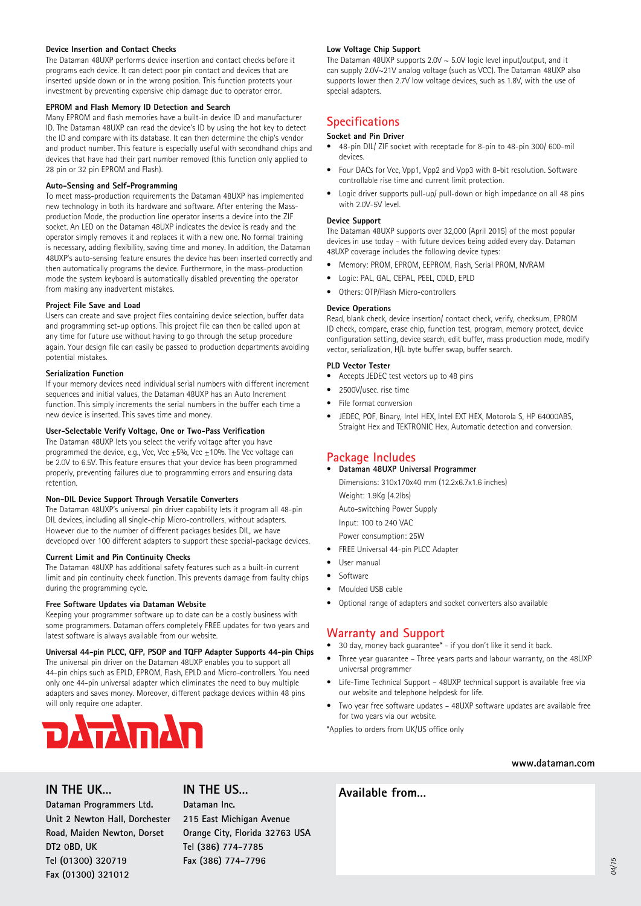#### Device Insertion and Contact Checks

The Dataman 48UXP performs device insertion and contact checks before it programs each device. It can detect poor pin contact and devices that are inserted upside down or in the wrong position. This function protects your investment by preventing expensive chip damage due to operator error.

#### EPROM and Flash Memory ID Detection and Search

Many EPROM and flash memories have a built-in device ID and manufacturer ID. The Dataman 48UXP can read the device's ID by using the hot key to detect the ID and compare with its database. It can then determine the chip's vendor and product number. This feature is especially useful with secondhand chips and devices that have had their part number removed (this function only applied to 28 pin or 32 pin EPROM and Flash).

#### Auto-Sensing and Self-Programming

To meet mass-production requirements the Dataman 48UXP has implemented new technology in both its hardware and software. After entering the Mass-production Mode, the production line operator inserts a device into the ZIF socket. An LED on the Dataman 48UXP indicates the device is ready and the operator simply removes it and replaces it with a new one. No formal training is necessary, adding flexibility, saving time and money. In addition, the Dataman 48UXP's auto-sensing feature ensures the device has been inserted correctly and then automatically programs the device. Furthermore, in the mass-production mode the system keyboard is automatically disabled preventing the operator from making any inadvertent mistakes.

#### Project File Save and Load

Users can create and save project files containing device selection, buffer data and programming set-up options. This project file can then be called upon at any time for future use without having to go through the setup procedure again. Your design file can easily be passed to production departments avoiding potential mistakes.

#### Serialization Function

If your memory devices need individual serial numbers with different increment sequences and initial values, the Dataman 48UXP has an Auto Increment function. This simply increments the serial numbers in the buffer each time a new device is inserted. This saves time and money.

#### User-Selectable Verify Voltage, One or Two-Pass Verification

The Dataman 48UXP lets you select the verify voltage after you have programmed the device, e.g., Vcc, Vcc ±5%, Vcc ±10%. The Vcc voltage can be 2.0V to 6.5V. This feature ensures that your device has been programmed properly, preventing failures due to programming errors and ensuring data retention.

#### Non-DIL Device Support Through Versatile Converters

The Dataman 48UXP's universal pin driver capability lets it program all 48-pin DIL devices, including all single-chip Micro-controllers, without adapters. However due to the number of different packages besides DIL, we have developed over 100 different adapters to support these special-package devices.

#### Current Limit and Pin Continuity Checks

The Dataman 48UXP has additional safety features such as a built-in current limit and pin continuity check function. This prevents damage from faulty chips during the programming cycle.

#### Free Software Updates via Dataman Website

Keeping your programmer software up to date can be a costly business with some programmers. Dataman offers completely FREE updates for two years and latest software is always available from our website.

#### Universal 44-pin PLCC, QFP, PSOP and TQFP Adapter Supports 44-pin Chips

The universal pin driver on the Dataman 48UXP enables you to support all 44-pin chips such as EPLD, EPROM, Flash, EPLD and Micro-controllers. You need only one 44-pin universal adapter which eliminates the need to buy multiple adapters and saves money. Moreover, different package devices within 48 pins will only require one adapter.

DATAMAN

#### Low Voltage Chip Support

The Dataman 48UXP supports 2.0V ~ 5.0V logic level input/output, and it can supply 2.0V~21V analog voltage (such as VCC). The Dataman 48UXP also supports lower then 2.7V low voltage devices, such as 1.8V, with the use of special adapters.

## Specifications

#### Socket and Pin Driver

- 48-pin DIL/ ZIF socket with receptacle for 8-pin to 48-pin 300/ 600-mil devices.
- Four DACs for Vcc, Vpp1, Vpp2 and Vpp3 with 8-bit resolution. Software controllable rise time and current limit protection.
- Logic driver supports pull-up/ pull-down or high impedance on all 48 pins with 2.0V-5V level.

#### Device Support

The Dataman 48UXP supports over 32,000 (April 2015) of the most popular devices in use today – with future devices being added every day. Dataman 48UXP coverage includes the following device types:

- Memory: PROM, EPROM, EEPROM, Flash, Serial PROM, NVRAM
- Logic: PAL, GAL, CEPAL, PEEL, CDLD, EPLD
- Others: OTP/Flash Micro-controllers

#### Device Operations

Read, blank check, device insertion/ contact check, verify, checksum, EPROM ID check, compare, erase chip, function test, program, memory protect, device configuration setting, device search, edit buffer, mass production mode, modify vector, serialization, H/L byte buffer swap, buffer search.

#### PLD Vector Tester

- Accepts JEDEC test vectors up to 48 pins
- 2500V/usec. rise time
- File format conversion
- JEDEC, POF, Binary, Intel HEX, Intel EXT HEX, Motorola S, HP 64000ABS, Straight Hex and TEKTRONIC Hex, Automatic detection and conversion.

## Package Includes

- **Dataman 48UXP Universal Programmer**
  Dimensions: 310x170x40 mm (12.2x6.7x1.6 inches)
  Weight: 1.9Kg (4.2lbs)
  Auto-switching Power Supply
  Input: 100 to 240 VAC
  Power consumption: 25W
- FREE Universal 44-pin PLCC Adapter
- User manual
- Software
- Moulded USB cable
- Optional range of adapters and socket converters also available

## Warranty and Support

- 30 day, money back guarantee* - if you don't like it send it back.
- Three year guarantee – Three years parts and labour warranty, on the 48UXP universal programmer
- Life-Time Technical Support – 48UXP technical support is available free via our website and telephone helpdesk for life.
- Two year free software updates – 48UXP software updates are available free for two years via our website.

*Applies to orders from UK/US office only

**www.dataman.com**

## IN THE UK...

**Dataman Programmers Ltd.**
**Unit 2 Newton Hall, Dorchester Road, Maiden Newton, Dorset DT2 0BD, UK**
**Tel (01300) 320719**
**Fax (01300) 321012**

## IN THE US...

**Dataman Inc.**
**215 East Michigan Avenue**
**Orange City, Florida 32763 USA**
**Tel (386) 774-7785**
**Fax (386) 774-7796**

## Available from...

04/15